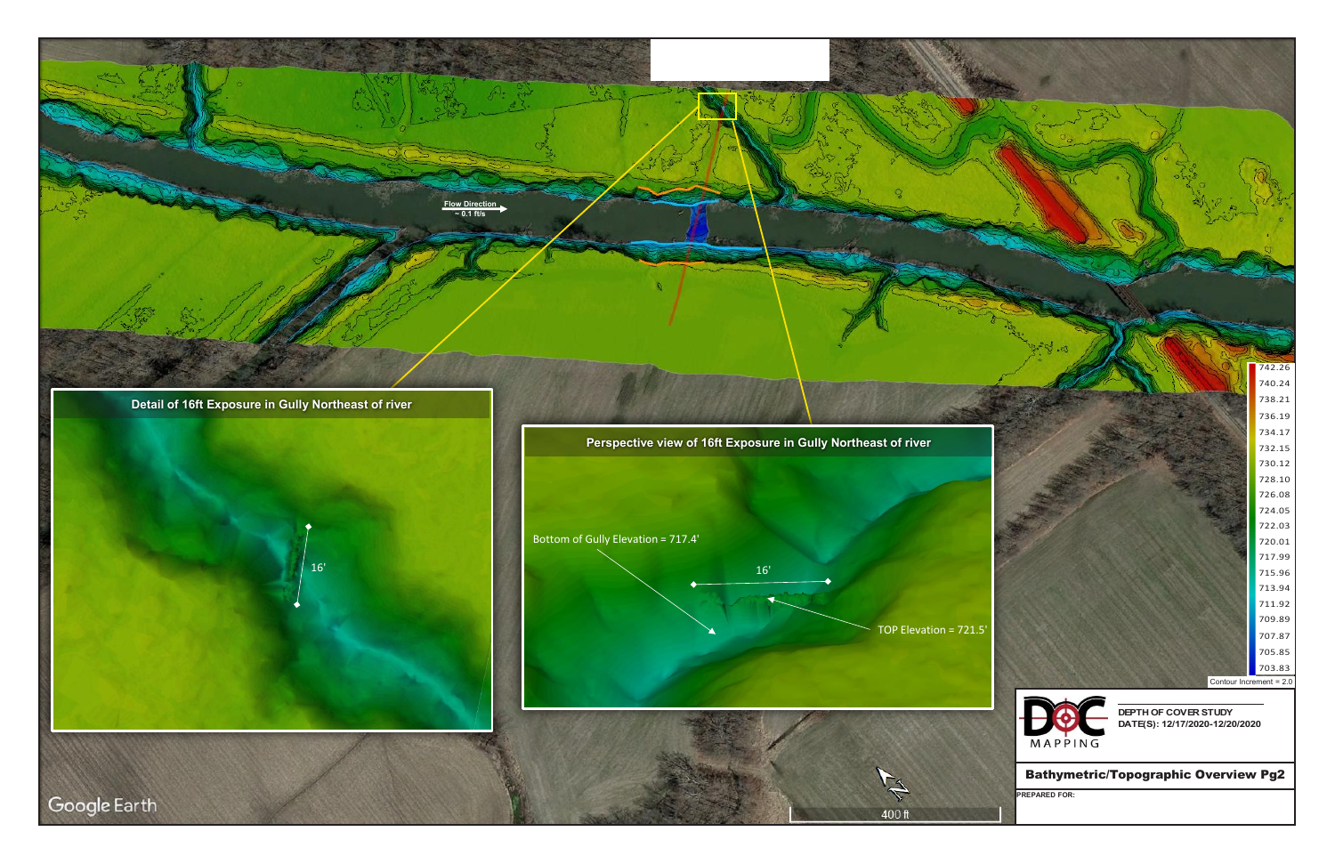Flow Direction
~ 0.1 ft/s

## Detail of 16ft Exposure in Gully Northeast of river

16'

## Perspective view of 16ft Exposure in Gully Northeast of river

Bottom of Gully Elevation = 717.4'

16'

TOP Elevation = 721.5'

| Elevation |
|---|
| 742.26 |
| 740.24 |
| 738.21 |
| 736.19 |
| 734.17 |
| 732.15 |
| 730.12 |
| 728.10 |
| 726.08 |
| 724.05 |
| 722.03 |
| 720.01 |
| 717.99 |
| 715.96 |
| 713.94 |
| 711.92 |
| 709.89 |
| 707.87 |
| 705.85 |
| 703.83 |

Contour Increment = 2.0

N

400 ft

Google Earth

DOC MAPPING

**DEPTH OF COVER STUDY**
**DATE(S): 12/17/2020-12/20/2020**

**Bathymetric/Topographic Overview Pg2**

**PREPARED FOR:**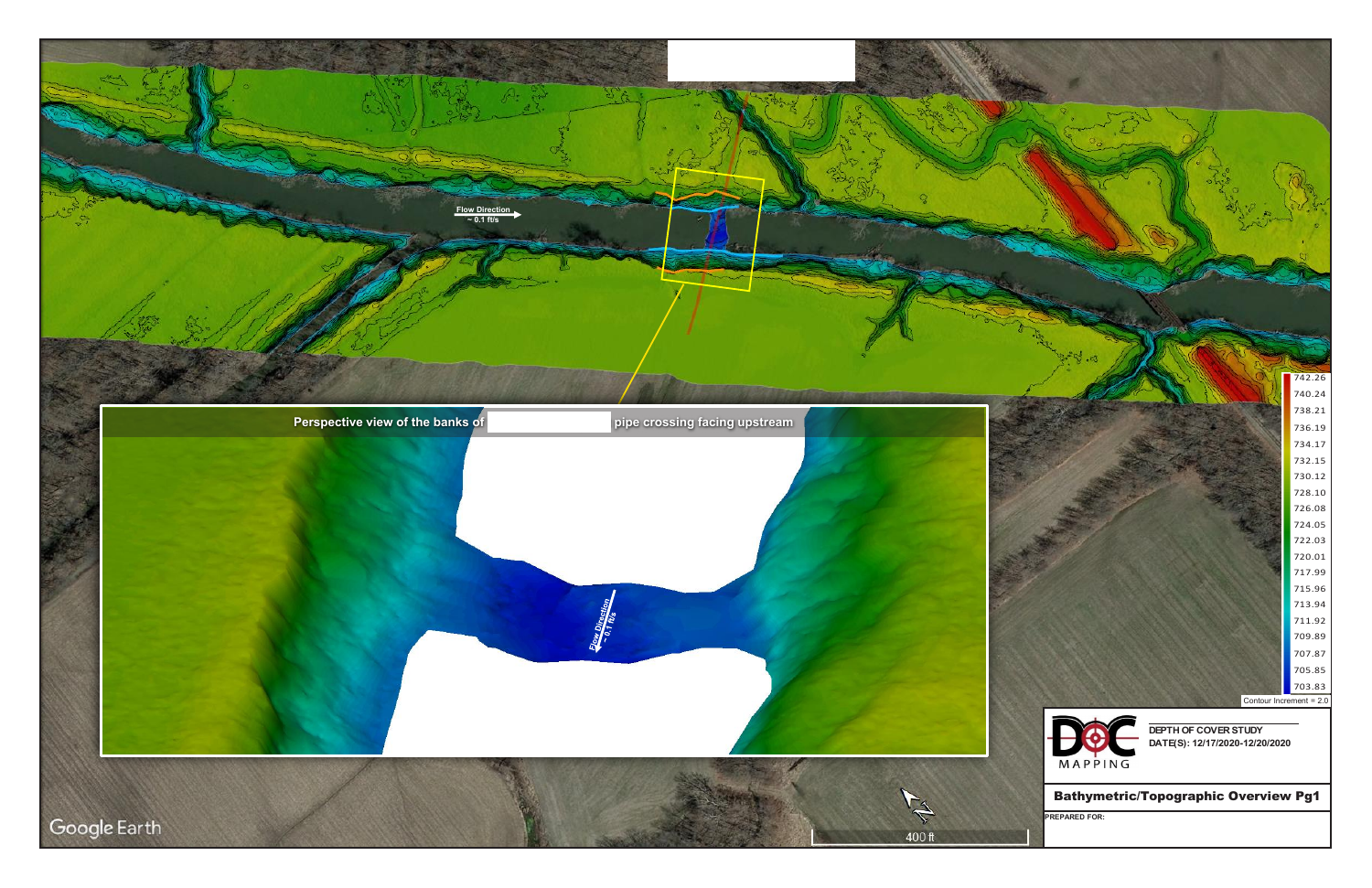Flow Direction
~ 0.1 ft/s

Perspective view of the banks of pipe crossing facing upstream

Flow Direction
~ 0.1 ft/s

| Elevation |
| --- |
| 742.26 |
| 740.24 |
| 738.21 |
| 736.19 |
| 734.17 |
| 732.15 |
| 730.12 |
| 728.10 |
| 726.08 |
| 724.05 |
| 722.03 |
| 720.01 |
| 717.99 |
| 715.96 |
| 713.94 |
| 711.92 |
| 709.89 |
| 707.87 |
| 705.85 |
| 703.83 |

Contour Increment = 2.0

400 ft

Google Earth

DOC MAPPING

**DEPTH OF COVER STUDY**

**DATE(S): 12/17/2020-12/20/2020**

**Bathymetric/Topographic Overview Pg1**

**PREPARED FOR:**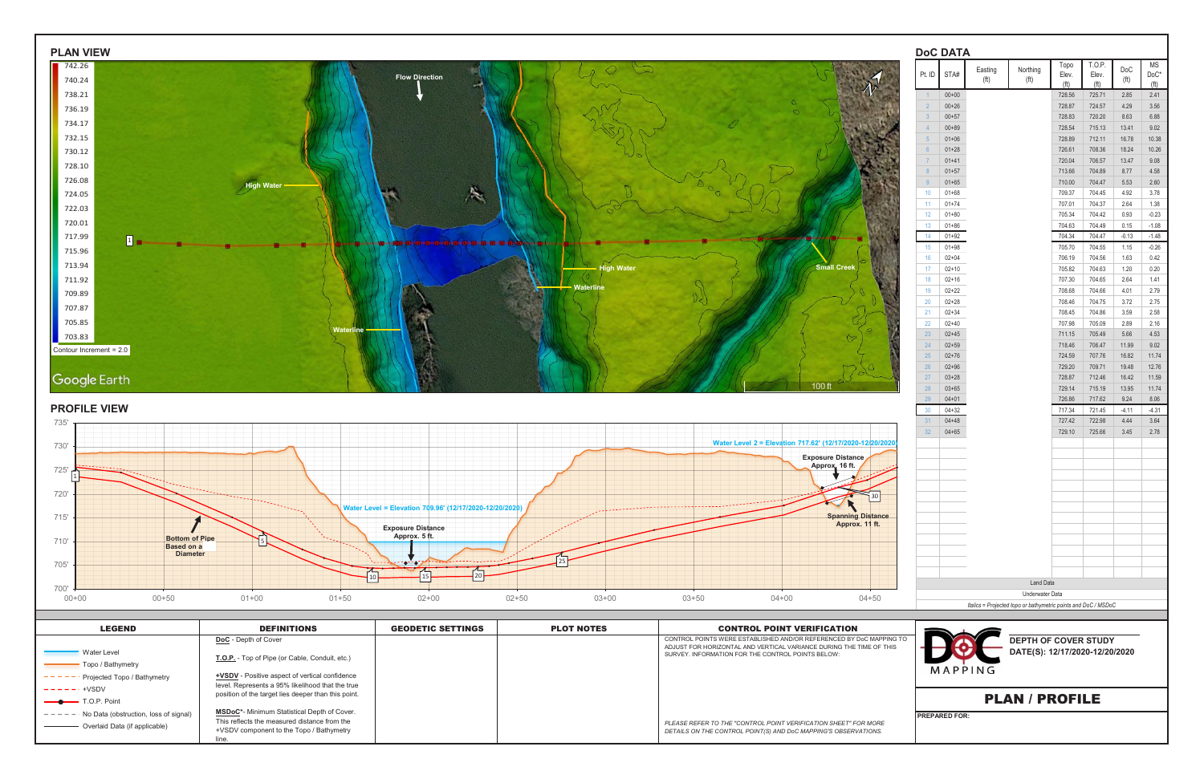## PLAN VIEW

742.26
740.24
738.21
736.19
734.17
732.15
730.12
728.10
726.08
724.05
722.03
720.01
717.99
715.96
713.94
711.92
709.89
707.87
705.85
703.83

Contour Increment = 2.0

Flow Direction

High Water

High Water

Waterline

Waterline

Small Creek

Google Earth

100 ft

## PROFILE VIEW

735'
730'
725'
720'
715'
710'
705'
700'

00+00 00+50 01+00 01+50 02+00 02+50 03+00 03+50 04+00 04+50

Water Level 2 = Elevation 717.62' (12/17/2020-12/20/2020)

Exposure Distance Approx. 16 ft.

Spanning Distance Approx. 11 ft.

Water Level = Elevation 709.96' (12/17/2020-12/20/2020)

Exposure Distance Approx. 5 ft.

Bottom of Pipe Based on a Diameter

## DoC DATA

| Pt. ID | STA# | Easting (ft) | Northing (ft) | Topo Elev. (ft) | T.O.P. Elev. (ft) | DoC (ft) | MS DoC* (ft) |
|---|---|---|---|---|---|---|---|
| 1 | 00+00 | | | 728.56 | 725.71 | 2.85 | 2.41 |
| 2 | 00+26 | | | 728.87 | 724.57 | 4.29 | 3.56 |
| 3 | 00+57 | | | 728.83 | 720.20 | 8.63 | 6.88 |
| 4 | 00+89 | | | 728.54 | 715.13 | 13.41 | 9.02 |
| 5 | 01+06 | | | 728.89 | 712.11 | 16.78 | 10.38 |
| 6 | 01+28 | | | 726.61 | 708.36 | 18.24 | 10.26 |
| 7 | 01+41 | | | 720.04 | 706.57 | 13.47 | 9.08 |
| 8 | 01+57 | | | 713.66 | 704.89 | 8.77 | 4.58 |
| 9 | 01+65 | | | 710.00 | 704.47 | 5.53 | 2.60 |
| 10 | 01+68 | | | 709.37 | 704.45 | 4.92 | 3.78 |
| 11 | 01+74 | | | 707.01 | 704.37 | 2.64 | 1.38 |
| 12 | 01+80 | | | 705.34 | 704.42 | 0.93 | -0.23 |
| 13 | 01+86 | | | 704.63 | 704.49 | 0.15 | -1.08 |
| 14 | 01+92 | | | 704.34 | 704.47 | -0.13 | -1.48 |
| 15 | 01+98 | | | 705.70 | 704.55 | 1.15 | -0.26 |
| 16 | 02+04 | | | 706.19 | 704.56 | 1.63 | 0.42 |
| 17 | 02+10 | | | 705.82 | 704.63 | 1.20 | 0.20 |
| 18 | 02+16 | | | 707.30 | 704.65 | 2.64 | 1.41 |
| 19 | 02+22 | | | 708.68 | 704.66 | 4.01 | 2.79 |
| 20 | 02+28 | | | 708.46 | 704.75 | 3.72 | 2.75 |
| 21 | 02+34 | | | 708.45 | 704.86 | 3.59 | 2.58 |
| 22 | 02+40 | | | 707.98 | 705.09 | 2.89 | 2.16 |
| 23 | 02+45 | | | 711.15 | 705.49 | 5.66 | 4.53 |
| 24 | 02+59 | | | 718.46 | 706.47 | 11.99 | 9.02 |
| 25 | 02+76 | | | 724.59 | 707.76 | 16.82 | 11.74 |
| 26 | 02+96 | | | 729.20 | 709.71 | 19.48 | 12.76 |
| 27 | 03+28 | | | 728.87 | 712.46 | 16.42 | 11.59 |
| 28 | 03+65 | | | 729.14 | 715.19 | 13.95 | 11.74 |
| 29 | 04+01 | | | 726.86 | 717.62 | 9.24 | 8.06 |
| 30 | 04+32 | | | 717.34 | 721.45 | -4.11 | -4.31 |
| 31 | 04+48 | | | 727.42 | 722.98 | 4.44 | 3.64 |
| 32 | 04+65 | | | 729.10 | 725.66 | 3.45 | 2.78 |

Land Data

Underwater Data

*Italics = Projected topo or bathymetric points and DoC / MSDoC*

| LEGEND | DEFINITIONS | GEODETIC SETTINGS | PLOT NOTES | CONTROL POINT VERIFICATION |
|---|---|---|---|---|
| Water Level<br>Topo / Bathymetry<br>Projected Topo / Bathymetry<br>+VSDV<br>T.O.P. Point<br>No Data (obstruction, loss of signal)<br>Overlaid Data (if applicable) | **DoC** - Depth of Cover<br>**T.O.P.** - Top of Pipe (or Cable, Conduit, etc.)<br>**+VSDV** - Positive aspect of vertical confidence level. Represents a 95% likelihood that the true position of the target lies deeper than this point.<br>**MSDoC\*** - Minimum Statistical Depth of Cover. This reflects the measured distance from the +VSDV component to the Topo / Bathymetry line. | | | CONTROL POINTS WERE ESTABLISHED AND/OR REFERENCED BY DoC MAPPING TO ADJUST FOR HORIZONTAL AND VERTICAL VARIANCE DURING THE TIME OF THIS SURVEY. INFORMATION FOR THE CONTROL POINTS BELOW:<br>*PLEASE REFER TO THE "CONTROL POINT VERIFICATION SHEET" FOR MORE DETAILS ON THE CONTROL POINT(S) AND DoC MAPPING'S OBSERVATIONS.* |

DoC MAPPING

**DEPTH OF COVER STUDY**
**DATE(S): 12/17/2020-12/20/2020**

## PLAN / PROFILE

**PREPARED FOR:**